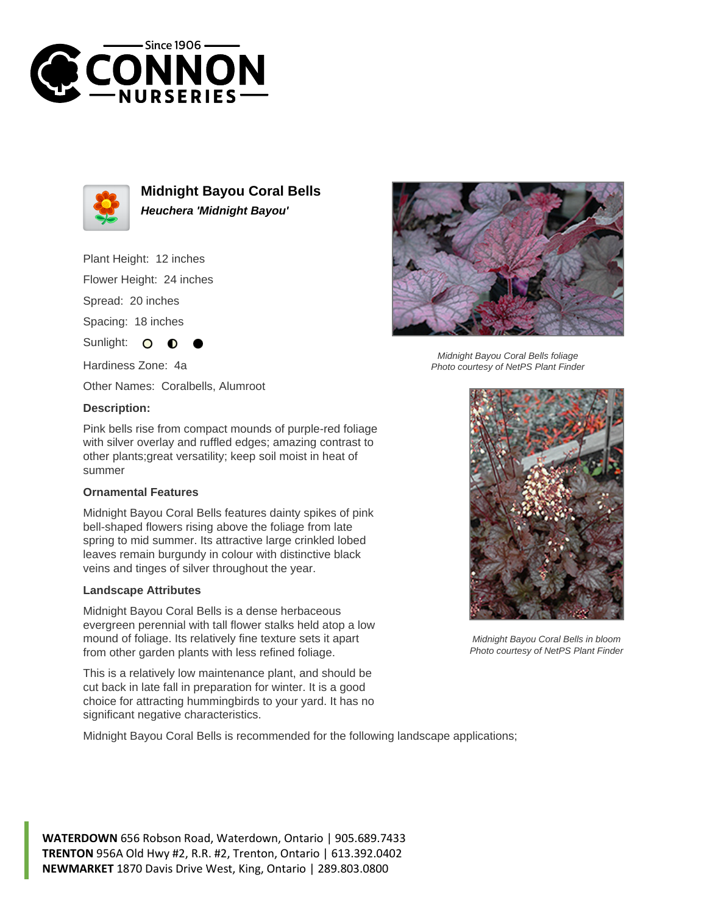# Midnight Bayou Coral Bells

***Heuchera 'Midnight Bayou'***

Plant Height: 12 inches

Flower Height: 24 inches

Spread: 20 inches

Spacing: 18 inches

Sunlight: ○ ◐ ●

Hardiness Zone: 4a

Other Names: Coralbells, Alumroot

### Description:

Pink bells rise from compact mounds of purple-red foliage with silver overlay and ruffled edges; amazing contrast to other plants;great versatility; keep soil moist in heat of summer

### Ornamental Features

Midnight Bayou Coral Bells features dainty spikes of pink bell-shaped flowers rising above the foliage from late spring to mid summer. Its attractive large crinkled lobed leaves remain burgundy in colour with distinctive black veins and tinges of silver throughout the year.

### Landscape Attributes

Midnight Bayou Coral Bells is a dense herbaceous evergreen perennial with tall flower stalks held atop a low mound of foliage. Its relatively fine texture sets it apart from other garden plants with less refined foliage.

This is a relatively low maintenance plant, and should be cut back in late fall in preparation for winter. It is a good choice for attracting hummingbirds to your yard. It has no significant negative characteristics.

Midnight Bayou Coral Bells is recommended for the following landscape applications;

*Midnight Bayou Coral Bells foliage*
*Photo courtesy of NetPS Plant Finder*

*Midnight Bayou Coral Bells in bloom*
*Photo courtesy of NetPS Plant Finder*

**WATERDOWN** 656 Robson Road, Waterdown, Ontario | 905.689.7433
**TRENTON** 956A Old Hwy #2, R.R. #2, Trenton, Ontario | 613.392.0402
**NEWMARKET** 1870 Davis Drive West, King, Ontario | 289.803.0800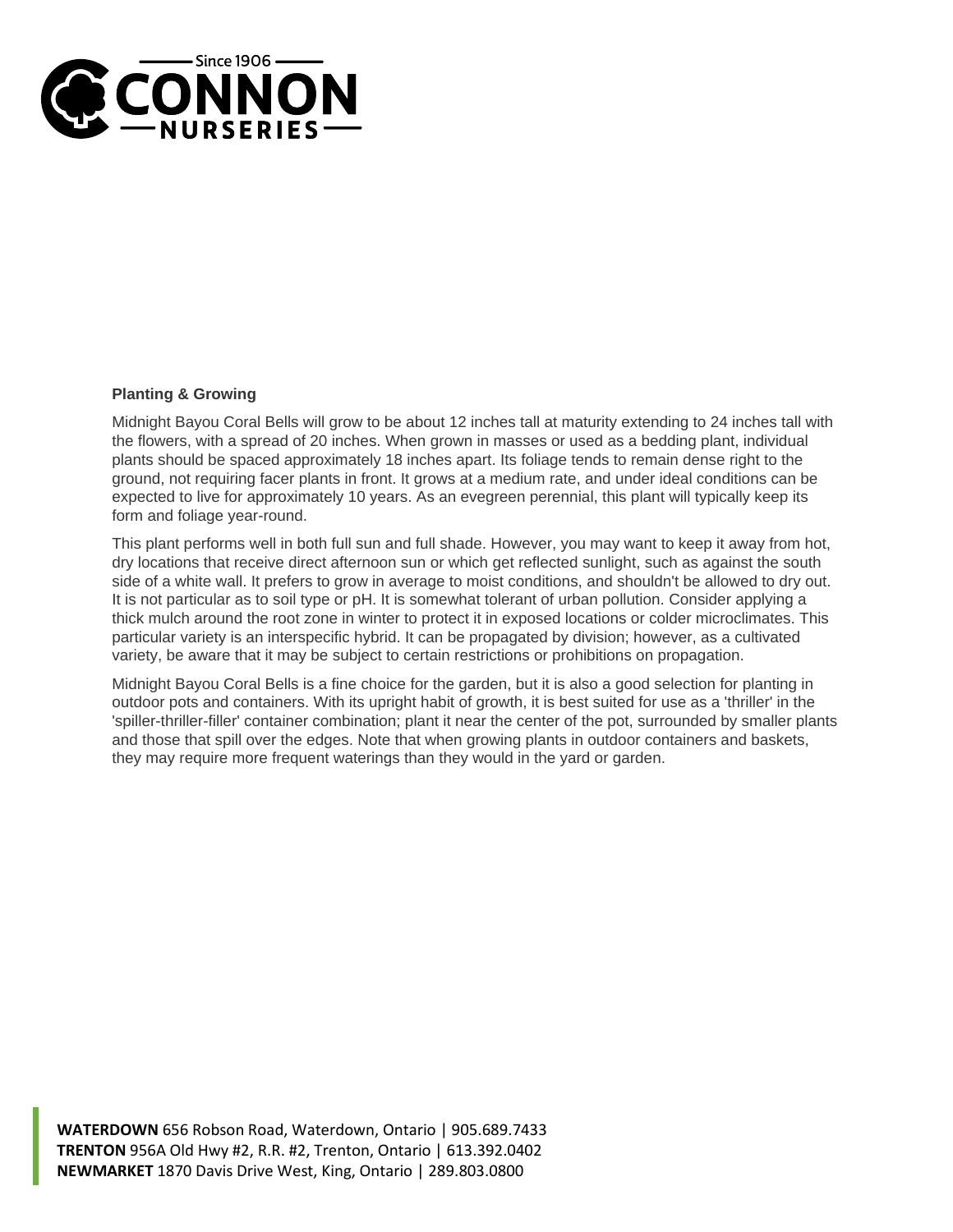## Planting & Growing

Midnight Bayou Coral Bells will grow to be about 12 inches tall at maturity extending to 24 inches tall with the flowers, with a spread of 20 inches. When grown in masses or used as a bedding plant, individual plants should be spaced approximately 18 inches apart. Its foliage tends to remain dense right to the ground, not requiring facer plants in front. It grows at a medium rate, and under ideal conditions can be expected to live for approximately 10 years. As an evegreen perennial, this plant will typically keep its form and foliage year-round.

This plant performs well in both full sun and full shade. However, you may want to keep it away from hot, dry locations that receive direct afternoon sun or which get reflected sunlight, such as against the south side of a white wall. It prefers to grow in average to moist conditions, and shouldn't be allowed to dry out. It is not particular as to soil type or pH. It is somewhat tolerant of urban pollution. Consider applying a thick mulch around the root zone in winter to protect it in exposed locations or colder microclimates. This particular variety is an interspecific hybrid. It can be propagated by division; however, as a cultivated variety, be aware that it may be subject to certain restrictions or prohibitions on propagation.

Midnight Bayou Coral Bells is a fine choice for the garden, but it is also a good selection for planting in outdoor pots and containers. With its upright habit of growth, it is best suited for use as a 'thriller' in the 'spiller-thriller-filler' container combination; plant it near the center of the pot, surrounded by smaller plants and those that spill over the edges. Note that when growing plants in outdoor containers and baskets, they may require more frequent waterings than they would in the yard or garden.